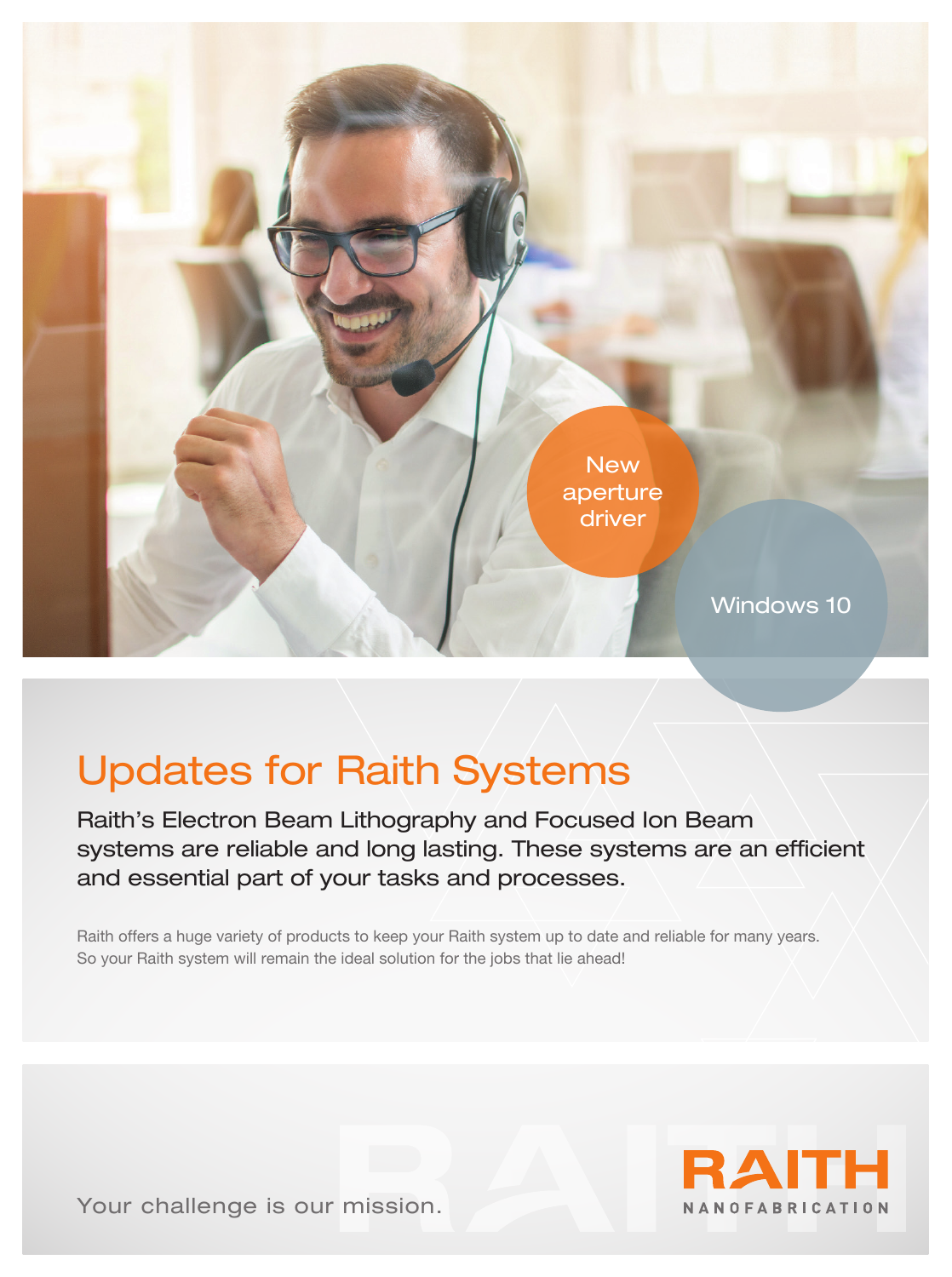New aperture driver

Windows 10

# Updates for Raith Systems

Raith's Electron Beam Lithography and Focused Ion Beam systems are reliable and long lasting. These systems are an efficient and essential part of your tasks and processes.

Raith offers a huge variety of products to keep your Raith system up to date and reliable for many years. So your Raith system will remain the ideal solution for the jobs that lie ahead!

Your challenge is our mission.

RAITH NANOFABRICATION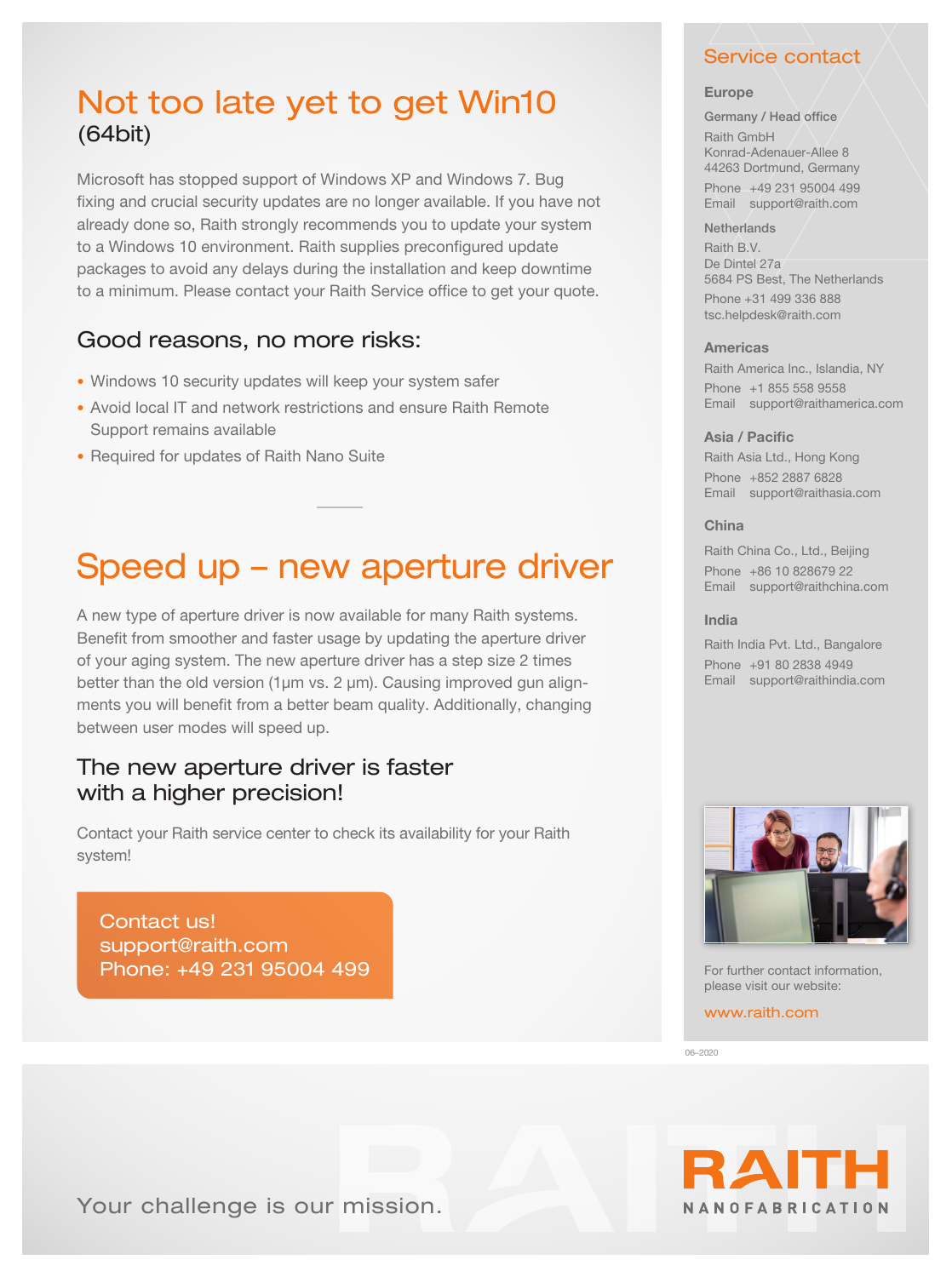# Not too late yet to get Win10
(64bit)

Microsoft has stopped support of Windows XP and Windows 7. Bug fixing and crucial security updates are no longer available. If you have not already done so, Raith strongly recommends you to update your system to a Windows 10 environment. Raith supplies preconfigured update packages to avoid any delays during the installation and keep downtime to a minimum. Please contact your Raith Service office to get your quote.

## Good reasons, no more risks:

- Windows 10 security updates will keep your system safer
- Avoid local IT and network restrictions and ensure Raith Remote Support remains available
- Required for updates of Raith Nano Suite

# Speed up – new aperture driver

A new type of aperture driver is now available for many Raith systems. Benefit from smoother and faster usage by updating the aperture driver of your aging system. The new aperture driver has a step size 2 times better than the old version (1µm vs. 2 µm). Causing improved gun alignments you will benefit from a better beam quality. Additionally, changing between user modes will speed up.

## The new aperture driver is faster with a higher precision!

Contact your Raith service center to check its availability for your Raith system!

Contact us!
support@raith.com
Phone: +49 231 95004 499

## Service contact

### Europe

**Germany / Head office**

Raith GmbH
Konrad-Adenauer-Allee 8
44263 Dortmund, Germany

Phone +49 231 95004 499
Email support@raith.com

**Netherlands**

Raith B.V.
De Dintel 27a
5684 PS Best, The Netherlands

Phone +31 499 336 888
tsc.helpdesk@raith.com

### Americas

Raith America Inc., Islandia, NY

Phone +1 855 558 9558
Email support@raithamerica.com

### Asia / Pacific

Raith Asia Ltd., Hong Kong

Phone +852 2887 6828
Email support@raithasia.com

### China

Raith China Co., Ltd., Beijing

Phone +86 10 828679 22
Email support@raithchina.com

### India

Raith India Pvt. Ltd., Bangalore

Phone +91 80 2838 4949
Email support@raithindia.com

For further contact information, please visit our website:

www.raith.com

06–2020

Your challenge is our mission.

RAITH NANOFABRICATION